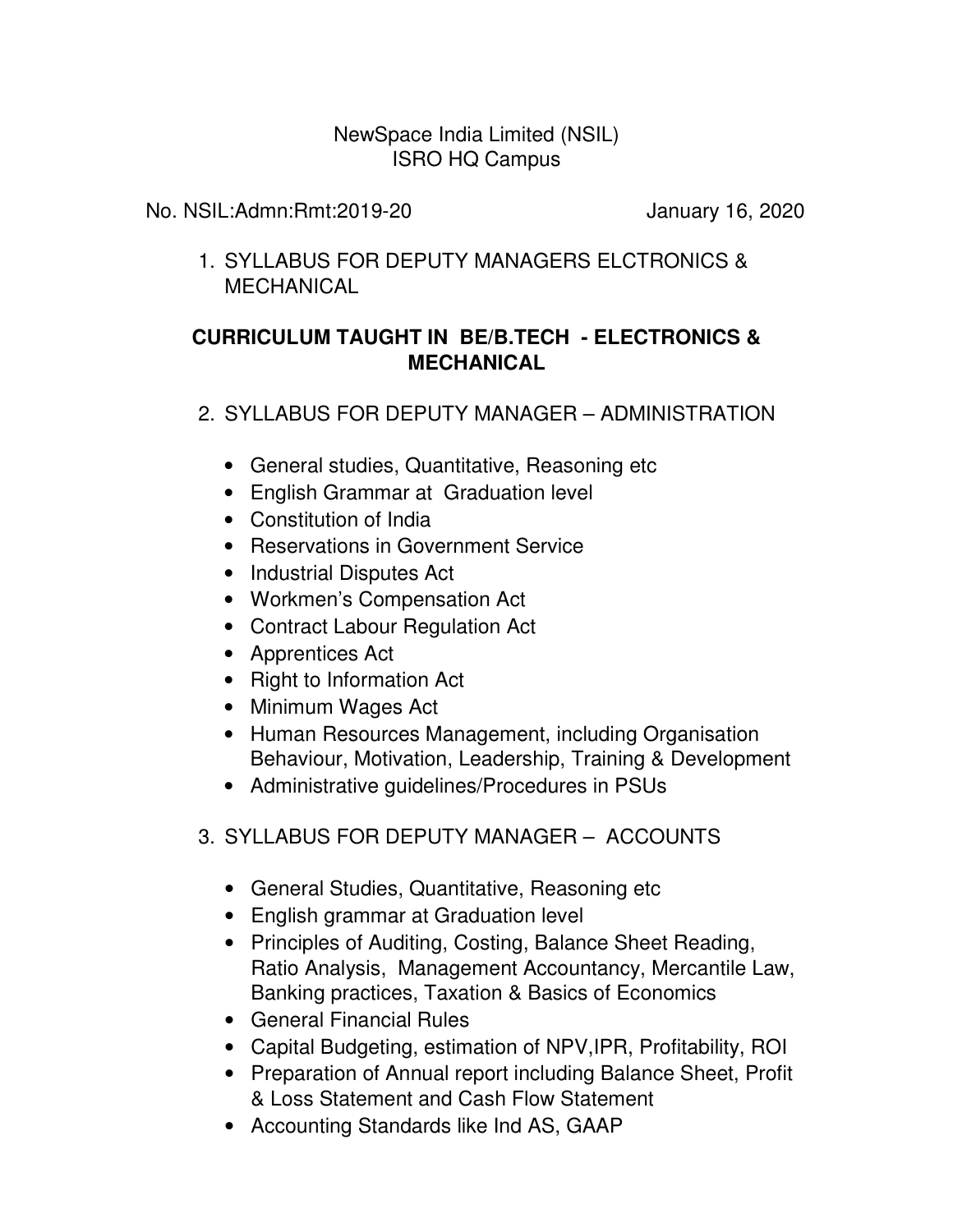NewSpace India Limited (NSIL)
ISRO HQ Campus

No. NSIL:Admn:Rmt:2019-20 January 16, 2020

1. SYLLABUS FOR DEPUTY MANAGERS ELCTRONICS & MECHANICAL

**CURRICULUM TAUGHT IN BE/B.TECH - ELECTRONICS & MECHANICAL**

2. SYLLABUS FOR DEPUTY MANAGER – ADMINISTRATION

   - General studies, Quantitative, Reasoning etc
   - English Grammar at Graduation level
   - Constitution of India
   - Reservations in Government Service
   - Industrial Disputes Act
   - Workmen's Compensation Act
   - Contract Labour Regulation Act
   - Apprentices Act
   - Right to Information Act
   - Minimum Wages Act
   - Human Resources Management, including Organisation Behaviour, Motivation, Leadership, Training & Development
   - Administrative guidelines/Procedures in PSUs

3. SYLLABUS FOR DEPUTY MANAGER – ACCOUNTS

   - General Studies, Quantitative, Reasoning etc
   - English grammar at Graduation level
   - Principles of Auditing, Costing, Balance Sheet Reading, Ratio Analysis, Management Accountancy, Mercantile Law, Banking practices, Taxation & Basics of Economics
   - General Financial Rules
   - Capital Budgeting, estimation of NPV,IPR, Profitability, ROI
   - Preparation of Annual report including Balance Sheet, Profit & Loss Statement and Cash Flow Statement
   - Accounting Standards like Ind AS, GAAP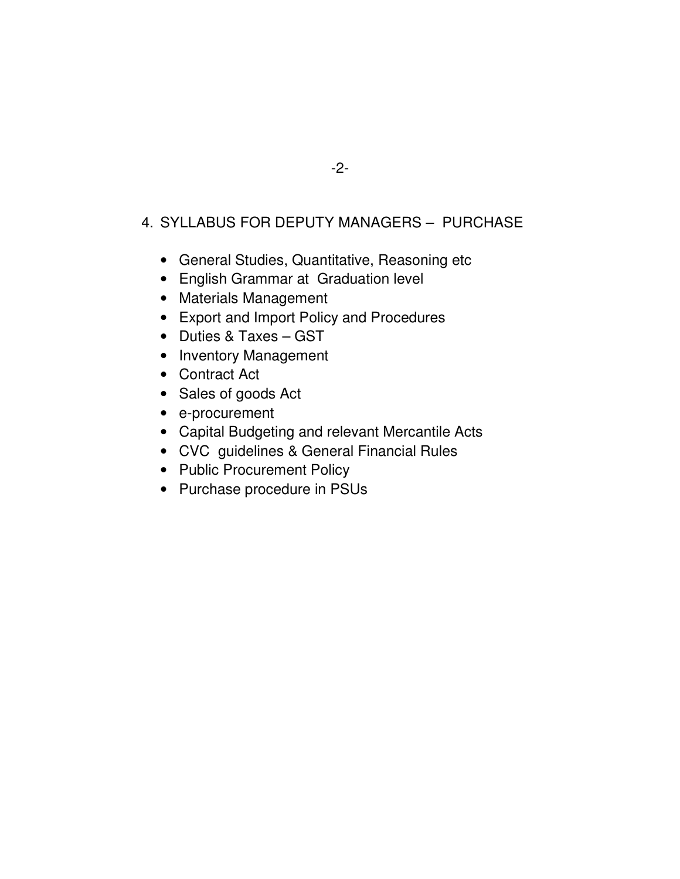## 4. SYLLABUS FOR DEPUTY MANAGERS – PURCHASE

- General Studies, Quantitative, Reasoning etc
- English Grammar at Graduation level
- Materials Management
- Export and Import Policy and Procedures
- Duties & Taxes – GST
- Inventory Management
- Contract Act
- Sales of goods Act
- e-procurement
- Capital Budgeting and relevant Mercantile Acts
- CVC guidelines & General Financial Rules
- Public Procurement Policy
- Purchase procedure in PSUs